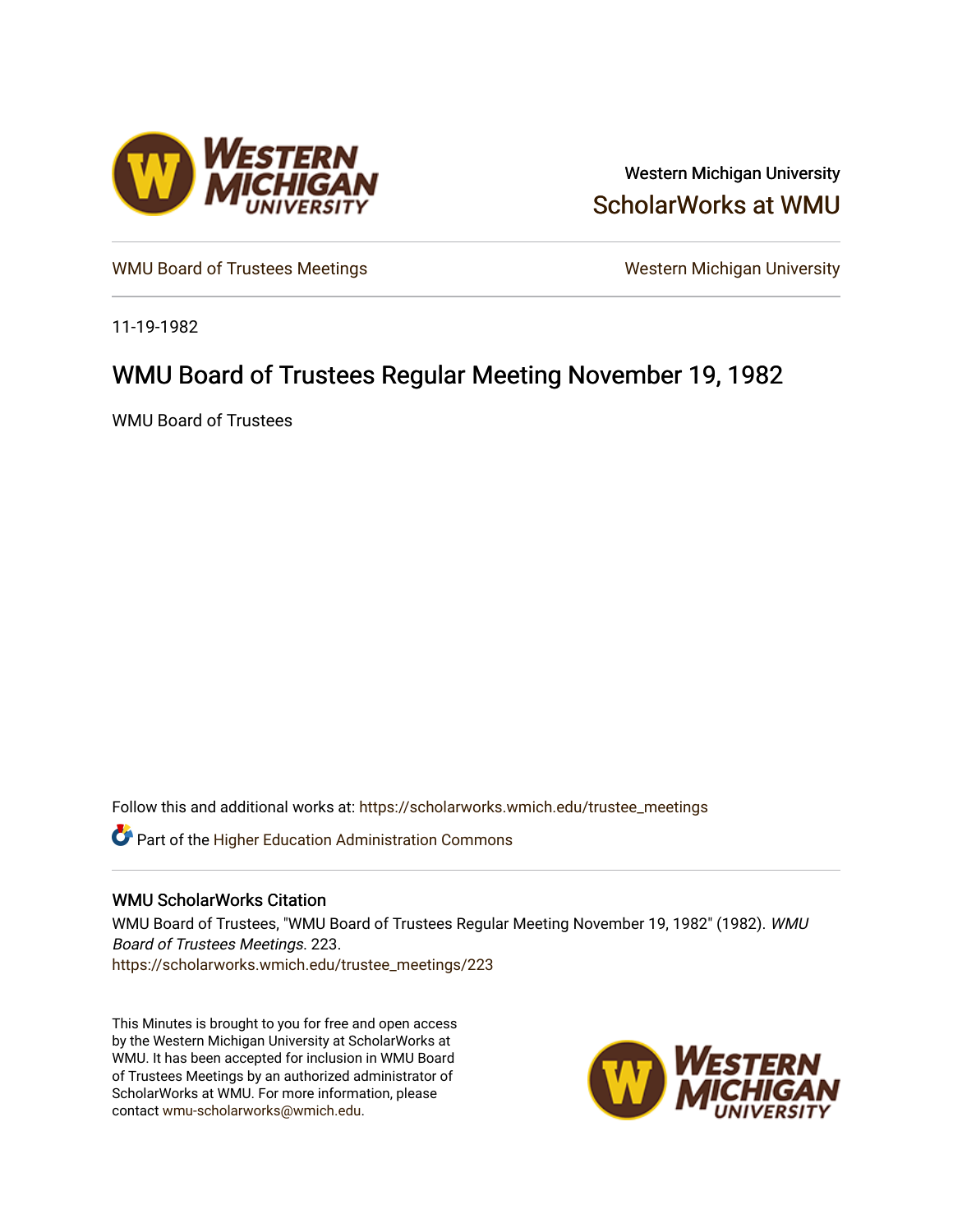Western Michigan University

ScholarWorks at WMU

WMU Board of Trustees Meetings

Western Michigan University

11-19-1982

# WMU Board of Trustees Regular Meeting November 19, 1982

WMU Board of Trustees

Follow this and additional works at: https://scholarworks.wmich.edu/trustee_meetings

Part of the Higher Education Administration Commons

## WMU ScholarWorks Citation

WMU Board of Trustees, "WMU Board of Trustees Regular Meeting November 19, 1982" (1982). *WMU Board of Trustees Meetings*. 223.
https://scholarworks.wmich.edu/trustee_meetings/223

This Minutes is brought to you for free and open access by the Western Michigan University at ScholarWorks at WMU. It has been accepted for inclusion in WMU Board of Trustees Meetings by an authorized administrator of ScholarWorks at WMU. For more information, please contact wmu-scholarworks@wmich.edu.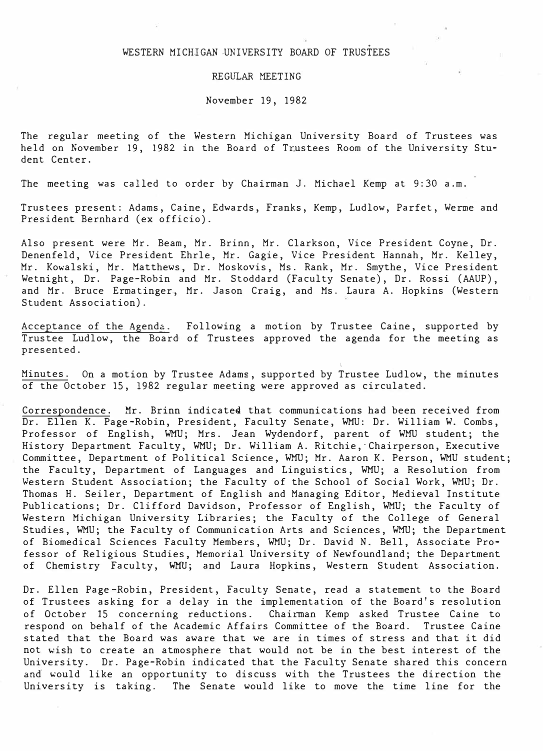WESTERN MICHIGAN UNIVERSITY BOARD OF TRUSTEES

REGULAR MEETING

November 19, 1982

The regular meeting of the Western Michigan University Board of Trustees was held on November 19, 1982 in the Board of Trustees Room of the University Student Center.

The meeting was called to order by Chairman J. Michael Kemp at 9:30 a.m.

Trustees present: Adams, Caine, Edwards, Franks, Kemp, Ludlow, Parfet, Werme and President Bernhard (ex officio).

Also present were Mr. Beam, Mr. Brinn, Mr. Clarkson, Vice President Coyne, Dr. Denenfeld, Vice President Ehrle, Mr. Gagie, Vice President Hannah, Mr. Kelley, Mr. Kowalski, Mr. Matthews, Dr. Moskovis, Ms. Rank, Mr. Smythe, Vice President Wetnight, Dr. Page-Robin and Mr. Stoddard (Faculty Senate), Dr. Rossi (AAUP), and Mr. Bruce Ermatinger, Mr. Jason Craig, and Ms. Laura A. Hopkins (Western Student Association).

Acceptance of the Agenda. Following a motion by Trustee Caine, supported by Trustee Ludlow, the Board of Trustees approved the agenda for the meeting as presented.

Minutes. On a motion by Trustee Adams, supported by Trustee Ludlow, the minutes of the October 15, 1982 regular meeting were approved as circulated.

Correspondence. Mr. Brinn indicated that communications had been received from Dr. Ellen K. Page-Robin, President, Faculty Senate, WMU: Dr. William W. Combs, Professor of English, WMU; Mrs. Jean Wydendorf, parent of WMU student; the History Department Faculty, WMU; Dr. William A. Ritchie, Chairperson, Executive Committee, Department of Political Science, WMU; Mr. Aaron K. Person, WMU student; the Faculty, Department of Languages and Linguistics, WMU; a Resolution from Western Student Association; the Faculty of the School of Social Work, WMU; Dr. Thomas H. Seiler, Department of English and Managing Editor, Medieval Institute Publications; Dr. Clifford Davidson, Professor of English, WMU; the Faculty of Western Michigan University Libraries; the Faculty of the College of General Studies, WMU; the Faculty of Communication Arts and Sciences, WMU; the Department of Biomedical Sciences Faculty Members, WMU; Dr. David N. Bell, Associate Professor of Religious Studies, Memorial University of Newfoundland; the Department of Chemistry Faculty, WMU; and Laura Hopkins, Western Student Association.

Dr. Ellen Page-Robin, President, Faculty Senate, read a statement to the Board of Trustees asking for a delay in the implementation of the Board's resolution of October 15 concerning reductions. Chairman Kemp asked Trustee Caine to respond on behalf of the Academic Affairs Committee of the Board. Trustee Caine stated that the Board was aware that we are in times of stress and that it did not wish to create an atmosphere that would not be in the best interest of the University. Dr. Page-Robin indicated that the Faculty Senate shared this concern and would like an opportunity to discuss with the Trustees the direction the University is taking. The Senate would like to move the time line for the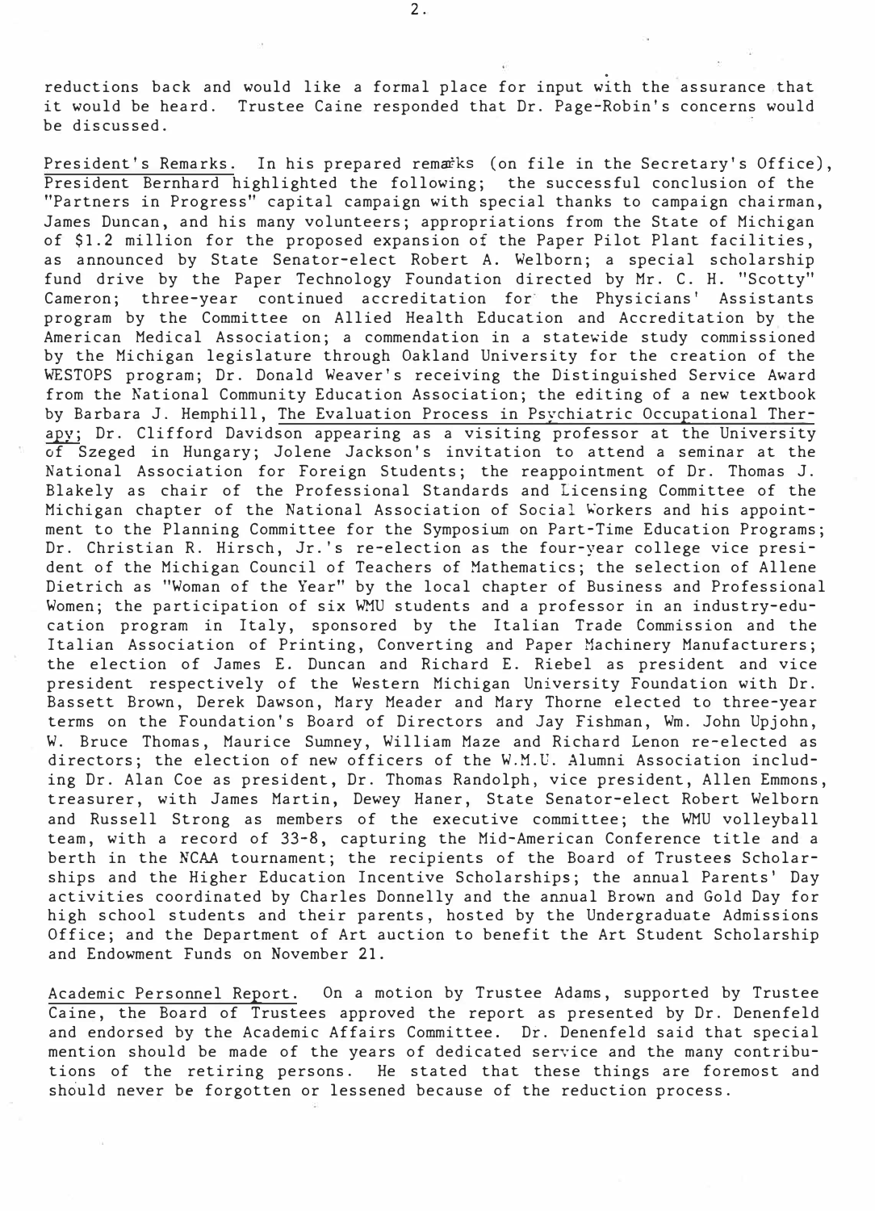reductions back and would like a formal place for input with the assurance that it would be heard. Trustee Caine responded that Dr. Page-Robin's concerns would be discussed.

President's Remarks. In his prepared remarks (on file in the Secretary's Office), President Bernhard highlighted the following; the successful conclusion of the "Partners in Progress" capital campaign with special thanks to campaign chairman, James Duncan, and his many volunteers; appropriations from the State of Michigan of $1.2 million for the proposed expansion of the Paper Pilot Plant facilities, as announced by State Senator-elect Robert A. Welborn; a special scholarship fund drive by the Paper Technology Foundation directed by Mr. C. H. "Scotty" Cameron; three-year continued accreditation for the Physicians' Assistants program by the Committee on Allied Health Education and Accreditation by the American Medical Association; a commendation in a statewide study commissioned by the Michigan legislature through Oakland University for the creation of the WESTOPS program; Dr. Donald Weaver's receiving the Distinguished Service Award from the National Community Education Association; the editing of a new textbook by Barbara J. Hemphill, The Evaluation Process in Psychiatric Occupational Therapy; Dr. Clifford Davidson appearing as a visiting professor at the University of Szeged in Hungary; Jolene Jackson's invitation to attend a seminar at the National Association for Foreign Students; the reappointment of Dr. Thomas J. Blakely as chair of the Professional Standards and Licensing Committee of the Michigan chapter of the National Association of Social Workers and his appointment to the Planning Committee for the Symposium on Part-Time Education Programs; Dr. Christian R. Hirsch, Jr.'s re-election as the four-year college vice president of the Michigan Council of Teachers of Mathematics; the selection of Allene Dietrich as "Woman of the Year" by the local chapter of Business and Professional Women; the participation of six WMU students and a professor in an industry-education program in Italy, sponsored by the Italian Trade Commission and the Italian Association of Printing, Converting and Paper Machinery Manufacturers; the election of James E. Duncan and Richard E. Riebel as president and vice president respectively of the Western Michigan University Foundation with Dr. Bassett Brown, Derek Dawson, Mary Meader and Mary Thorne elected to three-year terms on the Foundation's Board of Directors and Jay Fishman, Wm. John Upjohn, W. Bruce Thomas, Maurice Sumney, William Maze and Richard Lenon re-elected as directors; the election of new officers of the W.M.U. Alumni Association including Dr. Alan Coe as president, Dr. Thomas Randolph, vice president, Allen Emmons, treasurer, with James Martin, Dewey Haner, State Senator-elect Robert Welborn and Russell Strong as members of the executive committee; the WMU volleyball team, with a record of 33-8, capturing the Mid-American Conference title and a berth in the NCAA tournament; the recipients of the Board of Trustees Scholarships and the Higher Education Incentive Scholarships; the annual Parents' Day activities coordinated by Charles Donnelly and the annual Brown and Gold Day for high school students and their parents, hosted by the Undergraduate Admissions Office; and the Department of Art auction to benefit the Art Student Scholarship and Endowment Funds on November 21.

Academic Personnel Report. On a motion by Trustee Adams, supported by Trustee Caine, the Board of Trustees approved the report as presented by Dr. Denenfeld and endorsed by the Academic Affairs Committee. Dr. Denenfeld said that special mention should be made of the years of dedicated service and the many contributions of the retiring persons. He stated that these things are foremost and should never be forgotten or lessened because of the reduction process.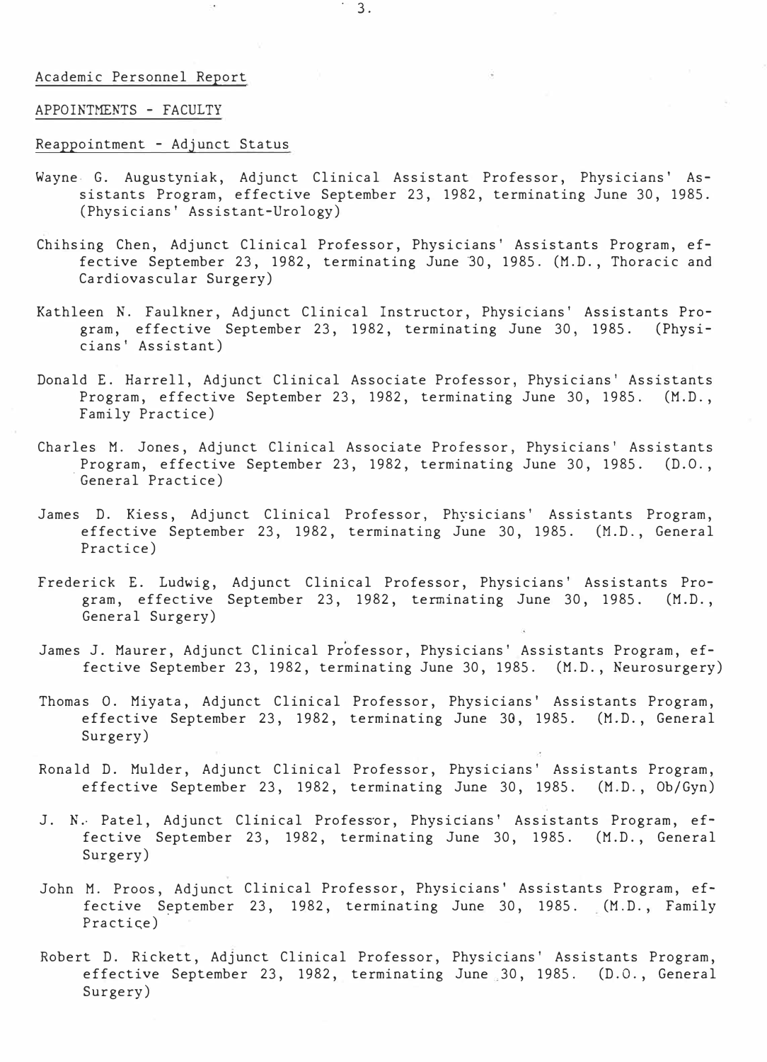Academic Personnel Report

APPOINTMENTS - FACULTY

Reappointment - Adjunct Status

Wayne G. Augustyniak, Adjunct Clinical Assistant Professor, Physicians' Assistants Program, effective September 23, 1982, terminating June 30, 1985. (Physicians' Assistant-Urology)

Chihsing Chen, Adjunct Clinical Professor, Physicians' Assistants Program, effective September 23, 1982, terminating June 30, 1985. (M.D., Thoracic and Cardiovascular Surgery)

Kathleen N. Faulkner, Adjunct Clinical Instructor, Physicians' Assistants Program, effective September 23, 1982, terminating June 30, 1985. (Physicians' Assistant)

Donald E. Harrell, Adjunct Clinical Associate Professor, Physicians' Assistants Program, effective September 23, 1982, terminating June 30, 1985. (M.D., Family Practice)

Charles M. Jones, Adjunct Clinical Associate Professor, Physicians' Assistants Program, effective September 23, 1982, terminating June 30, 1985. (D.O., General Practice)

James D. Kiess, Adjunct Clinical Professor, Physicians' Assistants Program, effective September 23, 1982, terminating June 30, 1985. (M.D., General Practice)

Frederick E. Ludwig, Adjunct Clinical Professor, Physicians' Assistants Program, effective September 23, 1982, terminating June 30, 1985. (M.D., General Surgery)

James J. Maurer, Adjunct Clinical Professor, Physicians' Assistants Program, effective September 23, 1982, terminating June 30, 1985. (M.D., Neurosurgery)

Thomas O. Miyata, Adjunct Clinical Professor, Physicians' Assistants Program, effective September 23, 1982, terminating June 30, 1985. (M.D., General Surgery)

Ronald D. Mulder, Adjunct Clinical Professor, Physicians' Assistants Program, effective September 23, 1982, terminating June 30, 1985. (M.D., Ob/Gyn)

J. N. Patel, Adjunct Clinical Professor, Physicians' Assistants Program, effective September 23, 1982, terminating June 30, 1985. (M.D., General Surgery)

John M. Proos, Adjunct Clinical Professor, Physicians' Assistants Program, effective September 23, 1982, terminating June 30, 1985. (M.D., Family Practice)

Robert D. Rickett, Adjunct Clinical Professor, Physicians' Assistants Program, effective September 23, 1982, terminating June 30, 1985. (D.O., General Surgery)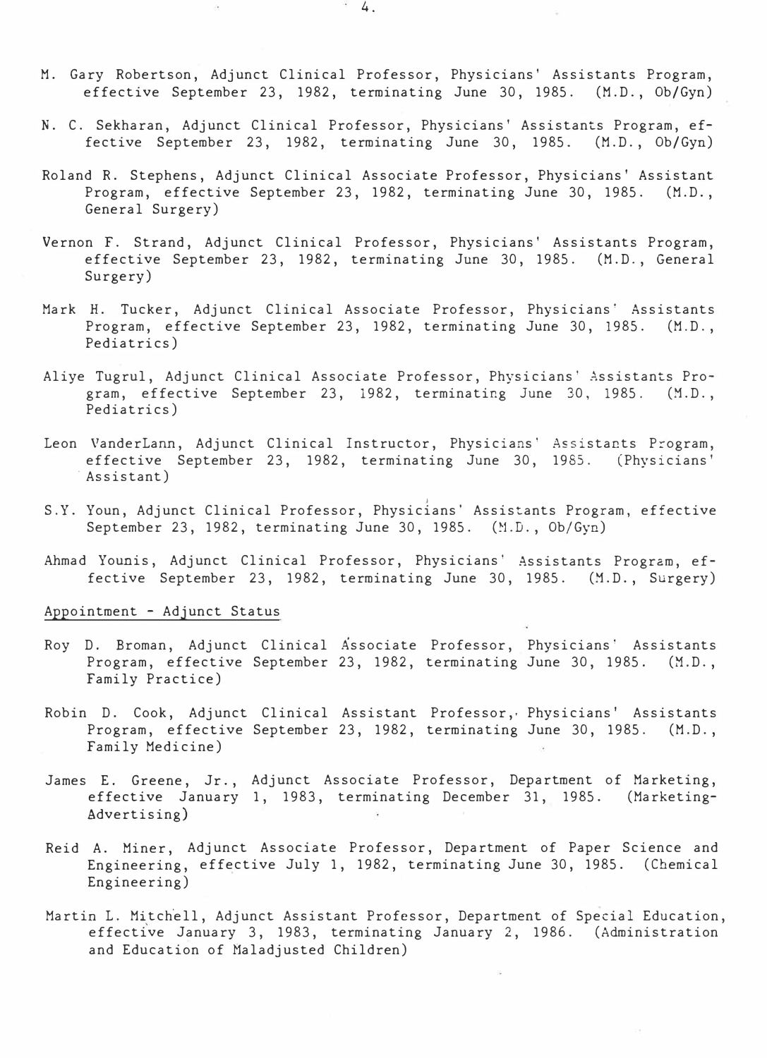M. Gary Robertson, Adjunct Clinical Professor, Physicians' Assistants Program, effective September 23, 1982, terminating June 30, 1985. (M.D., Ob/Gyn)

N. C. Sekharan, Adjunct Clinical Professor, Physicians' Assistants Program, effective September 23, 1982, terminating June 30, 1985. (M.D., Ob/Gyn)

Roland R. Stephens, Adjunct Clinical Associate Professor, Physicians' Assistant Program, effective September 23, 1982, terminating June 30, 1985. (M.D., General Surgery)

Vernon F. Strand, Adjunct Clinical Professor, Physicians' Assistants Program, effective September 23, 1982, terminating June 30, 1985. (M.D., General Surgery)

Mark H. Tucker, Adjunct Clinical Associate Professor, Physicians' Assistants Program, effective September 23, 1982, terminating June 30, 1985. (M.D., Pediatrics)

Aliye Tugrul, Adjunct Clinical Associate Professor, Physicians' Assistants Program, effective September 23, 1982, terminating June 30, 1985. (M.D., Pediatrics)

Leon VanderLann, Adjunct Clinical Instructor, Physicians' Assistants Program, effective September 23, 1982, terminating June 30, 1985. (Physicians' Assistant)

S.Y. Youn, Adjunct Clinical Professor, Physicians' Assistants Program, effective September 23, 1982, terminating June 30, 1985. (M.D., Ob/Gyn)

Ahmad Younis, Adjunct Clinical Professor, Physicians' Assistants Program, effective September 23, 1982, terminating June 30, 1985. (M.D., Surgery)

Appointment - Adjunct Status

Roy D. Broman, Adjunct Clinical Associate Professor, Physicians' Assistants Program, effective September 23, 1982, terminating June 30, 1985. (M.D., Family Practice)

Robin D. Cook, Adjunct Clinical Assistant Professor, Physicians' Assistants Program, effective September 23, 1982, terminating June 30, 1985. (M.D., Family Medicine)

James E. Greene, Jr., Adjunct Associate Professor, Department of Marketing, effective January 1, 1983, terminating December 31, 1985. (Marketing-Advertising)

Reid A. Miner, Adjunct Associate Professor, Department of Paper Science and Engineering, effective July 1, 1982, terminating June 30, 1985. (Chemical Engineering)

Martin L. Mitchell, Adjunct Assistant Professor, Department of Special Education, effective January 3, 1983, terminating January 2, 1986. (Administration and Education of Maladjusted Children)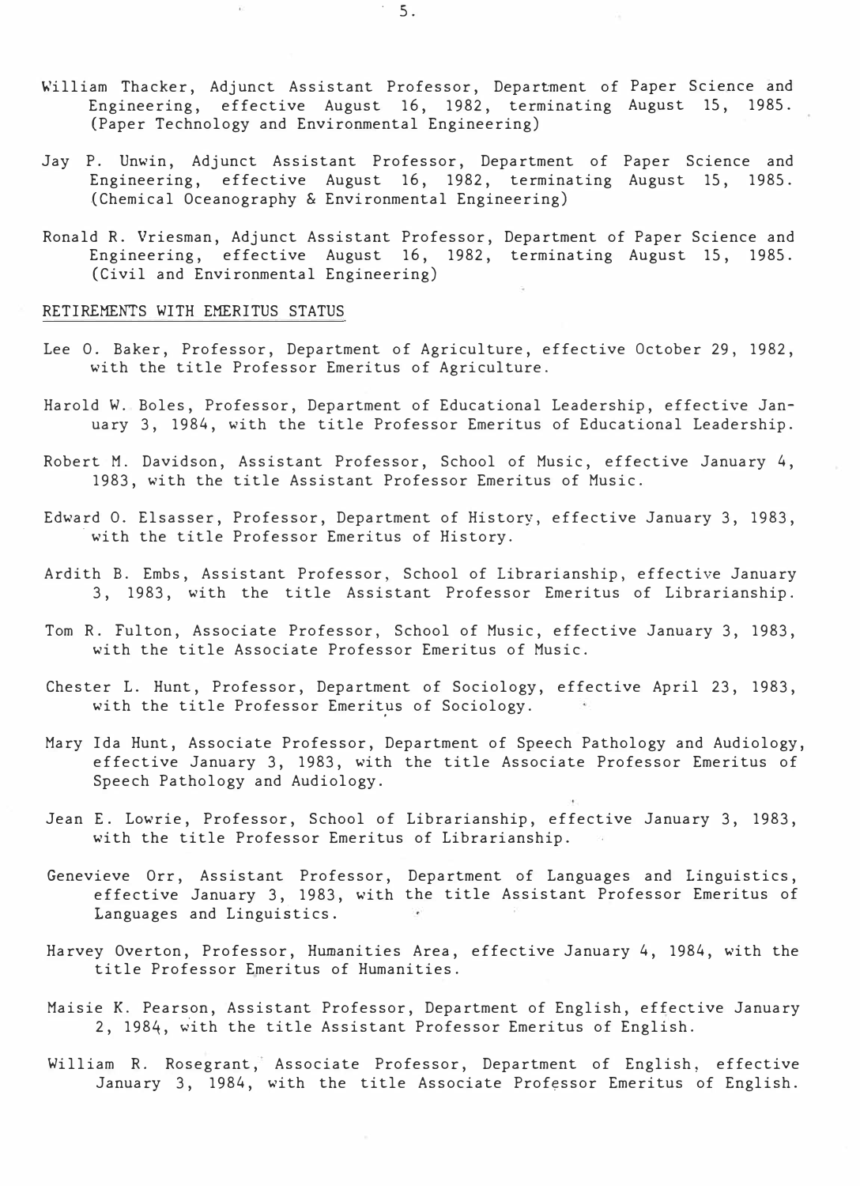William Thacker, Adjunct Assistant Professor, Department of Paper Science and Engineering, effective August 16, 1982, terminating August 15, 1985. (Paper Technology and Environmental Engineering)

Jay P. Unwin, Adjunct Assistant Professor, Department of Paper Science and Engineering, effective August 16, 1982, terminating August 15, 1985. (Chemical Oceanography & Environmental Engineering)

Ronald R. Vriesman, Adjunct Assistant Professor, Department of Paper Science and Engineering, effective August 16, 1982, terminating August 15, 1985. (Civil and Environmental Engineering)

RETIREMENTS WITH EMERITUS STATUS

Lee O. Baker, Professor, Department of Agriculture, effective October 29, 1982, with the title Professor Emeritus of Agriculture.

Harold W. Boles, Professor, Department of Educational Leadership, effective January 3, 1984, with the title Professor Emeritus of Educational Leadership.

Robert M. Davidson, Assistant Professor, School of Music, effective January 4, 1983, with the title Assistant Professor Emeritus of Music.

Edward O. Elsasser, Professor, Department of History, effective January 3, 1983, with the title Professor Emeritus of History.

Ardith B. Embs, Assistant Professor, School of Librarianship, effective January 3, 1983, with the title Assistant Professor Emeritus of Librarianship.

Tom R. Fulton, Associate Professor, School of Music, effective January 3, 1983, with the title Associate Professor Emeritus of Music.

Chester L. Hunt, Professor, Department of Sociology, effective April 23, 1983, with the title Professor Emeritus of Sociology.

Mary Ida Hunt, Associate Professor, Department of Speech Pathology and Audiology, effective January 3, 1983, with the title Associate Professor Emeritus of Speech Pathology and Audiology.

Jean E. Lowrie, Professor, School of Librarianship, effective January 3, 1983, with the title Professor Emeritus of Librarianship.

Genevieve Orr, Assistant Professor, Department of Languages and Linguistics, effective January 3, 1983, with the title Assistant Professor Emeritus of Languages and Linguistics.

Harvey Overton, Professor, Humanities Area, effective January 4, 1984, with the title Professor Emeritus of Humanities.

Maisie K. Pearson, Assistant Professor, Department of English, effective January 2, 1984, with the title Assistant Professor Emeritus of English.

William R. Rosegrant, Associate Professor, Department of English, effective January 3, 1984, with the title Associate Professor Emeritus of English.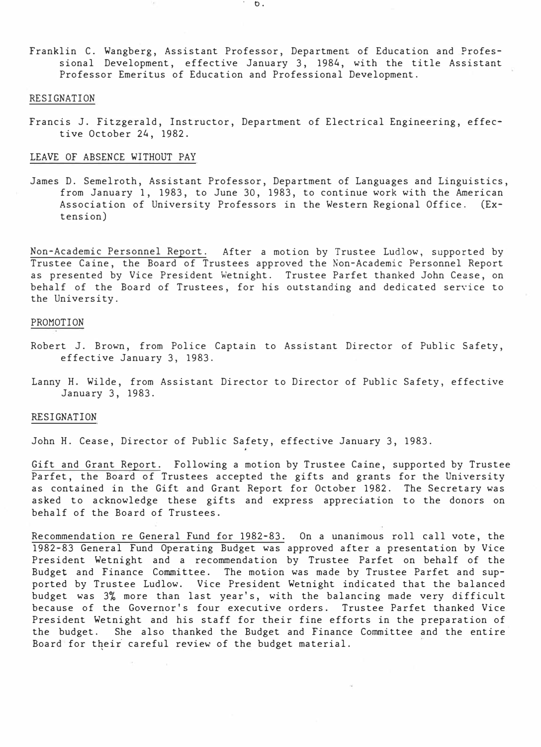Franklin C. Wangberg, Assistant Professor, Department of Education and Professional Development, effective January 3, 1984, with the title Assistant Professor Emeritus of Education and Professional Development.

RESIGNATION

Francis J. Fitzgerald, Instructor, Department of Electrical Engineering, effective October 24, 1982.

LEAVE OF ABSENCE WITHOUT PAY

James D. Semelroth, Assistant Professor, Department of Languages and Linguistics, from January 1, 1983, to June 30, 1983, to continue work with the American Association of University Professors in the Western Regional Office. (Extension)

Non-Academic Personnel Report. After a motion by Trustee Ludlow, supported by Trustee Caine, the Board of Trustees approved the Non-Academic Personnel Report as presented by Vice President Wetnight. Trustee Parfet thanked John Cease, on behalf of the Board of Trustees, for his outstanding and dedicated service to the University.

PROMOTION

Robert J. Brown, from Police Captain to Assistant Director of Public Safety, effective January 3, 1983.

Lanny H. Wilde, from Assistant Director to Director of Public Safety, effective January 3, 1983.

RESIGNATION

John H. Cease, Director of Public Safety, effective January 3, 1983.

Gift and Grant Report. Following a motion by Trustee Caine, supported by Trustee Parfet, the Board of Trustees accepted the gifts and grants for the University as contained in the Gift and Grant Report for October 1982. The Secretary was asked to acknowledge these gifts and express appreciation to the donors on behalf of the Board of Trustees.

Recommendation re General Fund for 1982-83. On a unanimous roll call vote, the 1982-83 General Fund Operating Budget was approved after a presentation by Vice President Wetnight and a recommendation by Trustee Parfet on behalf of the Budget and Finance Committee. The motion was made by Trustee Parfet and supported by Trustee Ludlow. Vice President Wetnight indicated that the balanced budget was 3% more than last year's, with the balancing made very difficult because of the Governor's four executive orders. Trustee Parfet thanked Vice President Wetnight and his staff for their fine efforts in the preparation of the budget. She also thanked the Budget and Finance Committee and the entire Board for their careful review of the budget material.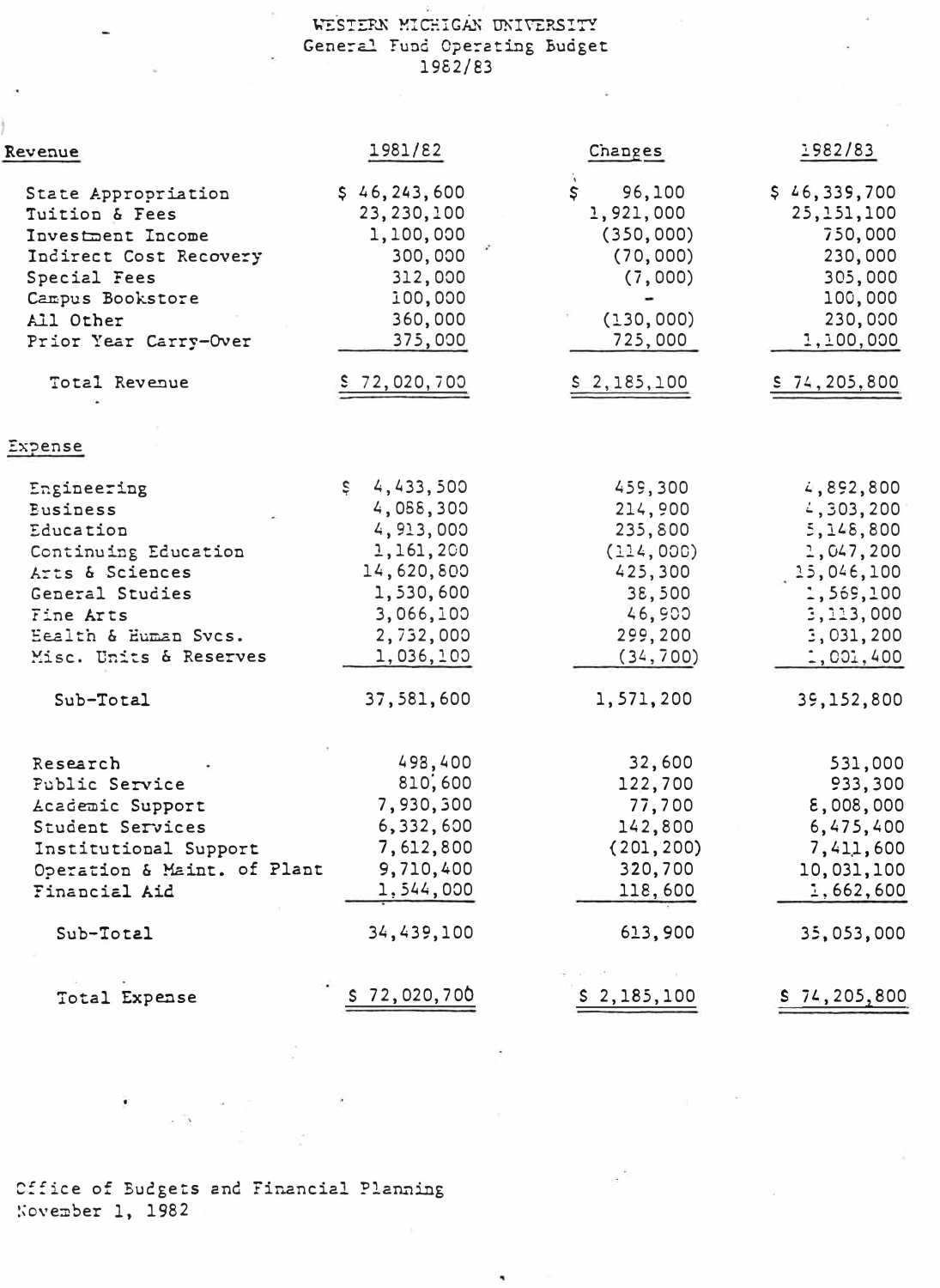# WESTERN MICHIGAN UNIVERSITY
## General Fund Operating Budget
## 1982/83

| Revenue | 1981/82 | Changes | 1982/83 |
|---|---|---|---|
| State Appropriation | $ 46,243,600 | $ 96,100 | $ 46,339,700 |
| Tuition & Fees | 23,230,100 | 1,921,000 | 25,151,100 |
| Investment Income | 1,100,000 | (350,000) | 750,000 |
| Indirect Cost Recovery | 300,000 | (70,000) | 230,000 |
| Special Fees | 312,000 | (7,000) | 305,000 |
| Campus Bookstore | 100,000 | - | 100,000 |
| All Other | 360,000 | (130,000) | 230,000 |
| Prior Year Carry-Over | 375,000 | 725,000 | 1,100,000 |
| Total Revenue | $ 72,020,700 | $ 2,185,100 | $ 74,205,800 |

| Expense | 1981/82 | Changes | 1982/83 |
|---|---|---|---|
| Engineering | $ 4,433,500 | 459,300 | 4,892,800 |
| Business | 4,088,300 | 214,900 | 4,303,200 |
| Education | 4,913,000 | 235,800 | 5,148,800 |
| Continuing Education | 1,161,200 | (114,000) | 1,047,200 |
| Arts & Sciences | 14,620,800 | 425,300 | 15,046,100 |
| General Studies | 1,530,600 | 38,500 | 1,569,100 |
| Fine Arts | 3,066,100 | 46,900 | 3,113,000 |
| Health & Human Svcs. | 2,732,000 | 299,200 | 3,031,200 |
| Misc. Units & Reserves | 1,036,100 | (34,700) | 1,001,400 |
| Sub-Total | 37,581,600 | 1,571,200 | 39,152,800 |
| Research | 498,400 | 32,600 | 531,000 |
| Public Service | 810,600 | 122,700 | 933,300 |
| Academic Support | 7,930,300 | 77,700 | 8,008,000 |
| Student Services | 6,332,600 | 142,800 | 6,475,400 |
| Institutional Support | 7,612,800 | (201,200) | 7,411,600 |
| Operation & Maint. of Plant | 9,710,400 | 320,700 | 10,031,100 |
| Financial Aid | 1,544,000 | 118,600 | 1,662,600 |
| Sub-Total | 34,439,100 | 613,900 | 35,053,000 |
| Total Expense | $ 72,020,700 | $ 2,185,100 | $ 74,205,800 |

Office of Budgets and Financial Planning
November 1, 1982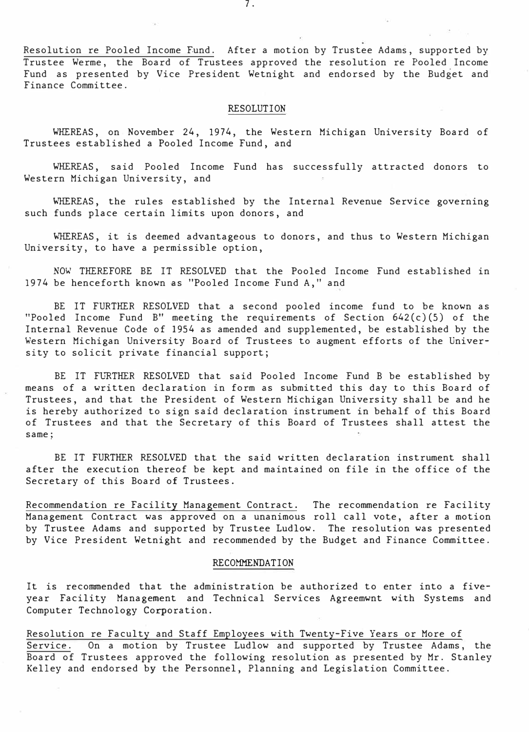Resolution re Pooled Income Fund. After a motion by Trustee Adams, supported by Trustee Werme, the Board of Trustees approved the resolution re Pooled Income Fund as presented by Vice President Wetnight and endorsed by the Budget and Finance Committee.

RESOLUTION

WHEREAS, on November 24, 1974, the Western Michigan University Board of Trustees established a Pooled Income Fund, and

WHEREAS, said Pooled Income Fund has successfully attracted donors to Western Michigan University, and

WHEREAS, the rules established by the Internal Revenue Service governing such funds place certain limits upon donors, and

WHEREAS, it is deemed advantageous to donors, and thus to Western Michigan University, to have a permissible option,

NOW THEREFORE BE IT RESOLVED that the Pooled Income Fund established in 1974 be henceforth known as "Pooled Income Fund A," and

BE IT FURTHER RESOLVED that a second pooled income fund to be known as "Pooled Income Fund B" meeting the requirements of Section 642(c)(5) of the Internal Revenue Code of 1954 as amended and supplemented, be established by the Western Michigan University Board of Trustees to augment efforts of the University to solicit private financial support;

BE IT FURTHER RESOLVED that said Pooled Income Fund B be established by means of a written declaration in form as submitted this day to this Board of Trustees, and that the President of Western Michigan University shall be and he is hereby authorized to sign said declaration instrument in behalf of this Board of Trustees and that the Secretary of this Board of Trustees shall attest the same;

BE IT FURTHER RESOLVED that the said written declaration instrument shall after the execution thereof be kept and maintained on file in the office of the Secretary of this Board of Trustees.

Recommendation re Facility Management Contract. The recommendation re Facility Management Contract was approved on a unanimous roll call vote, after a motion by Trustee Adams and supported by Trustee Ludlow. The resolution was presented by Vice President Wetnight and recommended by the Budget and Finance Committee.

RECOMMENDATION

It is recommended that the administration be authorized to enter into a five-year Facility Management and Technical Services Agreemwnt with Systems and Computer Technology Corporation.

Resolution re Faculty and Staff Employees with Twenty-Five Years or More of Service. On a motion by Trustee Ludlow and supported by Trustee Adams, the Board of Trustees approved the following resolution as presented by Mr. Stanley Kelley and endorsed by the Personnel, Planning and Legislation Committee.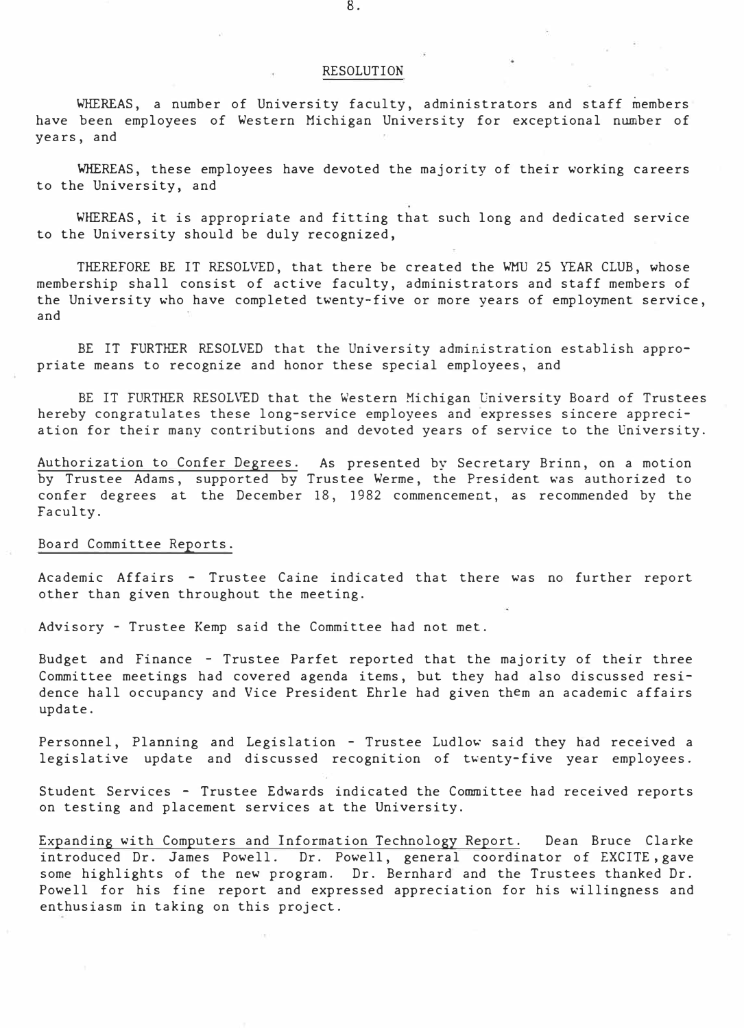## RESOLUTION

WHEREAS, a number of University faculty, administrators and staff members have been employees of Western Michigan University for exceptional number of years, and

WHEREAS, these employees have devoted the majority of their working careers to the University, and

WHEREAS, it is appropriate and fitting that such long and dedicated service to the University should be duly recognized,

THEREFORE BE IT RESOLVED, that there be created the WMU 25 YEAR CLUB, whose membership shall consist of active faculty, administrators and staff members of the University who have completed twenty-five or more years of employment service, and

BE IT FURTHER RESOLVED that the University administration establish appropriate means to recognize and honor these special employees, and

BE IT FURTHER RESOLVED that the Western Michigan University Board of Trustees hereby congratulates these long-service employees and expresses sincere appreciation for their many contributions and devoted years of service to the University.

Authorization to Confer Degrees. As presented by Secretary Brinn, on a motion by Trustee Adams, supported by Trustee Werme, the President was authorized to confer degrees at the December 18, 1982 commencement, as recommended by the Faculty.

Board Committee Reports.

Academic Affairs - Trustee Caine indicated that there was no further report other than given throughout the meeting.

Advisory - Trustee Kemp said the Committee had not met.

Budget and Finance - Trustee Parfet reported that the majority of their three Committee meetings had covered agenda items, but they had also discussed residence hall occupancy and Vice President Ehrle had given them an academic affairs update.

Personnel, Planning and Legislation - Trustee Ludlow said they had received a legislative update and discussed recognition of twenty-five year employees.

Student Services - Trustee Edwards indicated the Committee had received reports on testing and placement services at the University.

Expanding with Computers and Information Technology Report. Dean Bruce Clarke introduced Dr. James Powell. Dr. Powell, general coordinator of EXCITE, gave some highlights of the new program. Dr. Bernhard and the Trustees thanked Dr. Powell for his fine report and expressed appreciation for his willingness and enthusiasm in taking on this project.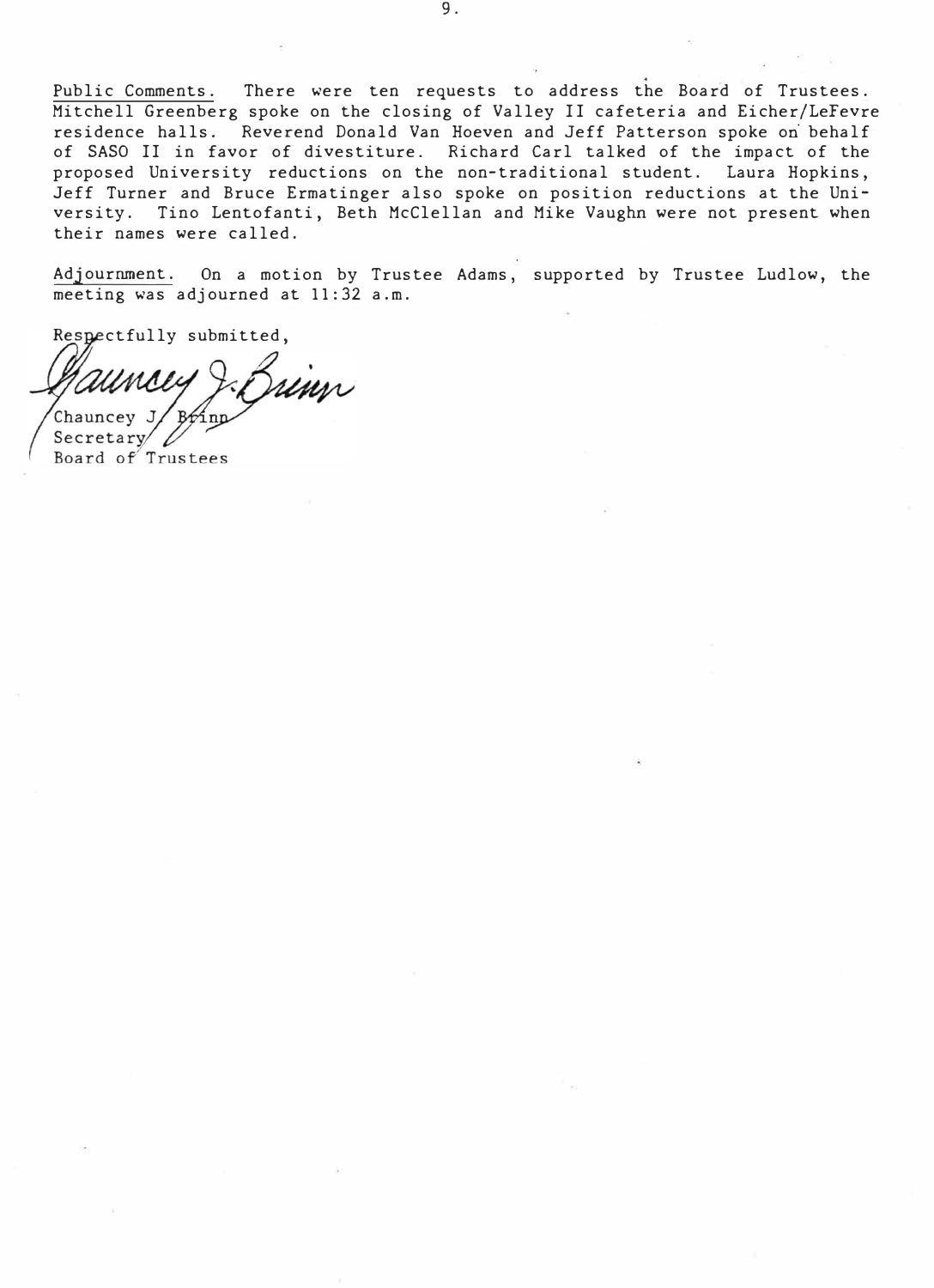Public Comments. There were ten requests to address the Board of Trustees. Mitchell Greenberg spoke on the closing of Valley II cafeteria and Eicher/LeFevre residence halls. Reverend Donald Van Hoeven and Jeff Patterson spoke on behalf of SASO II in favor of divestiture. Richard Carl talked of the impact of the proposed University reductions on the non-traditional student. Laura Hopkins, Jeff Turner and Bruce Ermatinger also spoke on position reductions at the University. Tino Lentofanti, Beth McClellan and Mike Vaughn were not present when their names were called.

Adjournment. On a motion by Trustee Adams, supported by Trustee Ludlow, the meeting was adjourned at 11:32 a.m.

Respectfully submitted,

Chauncey J. Brinn
Secretary
Board of Trustees